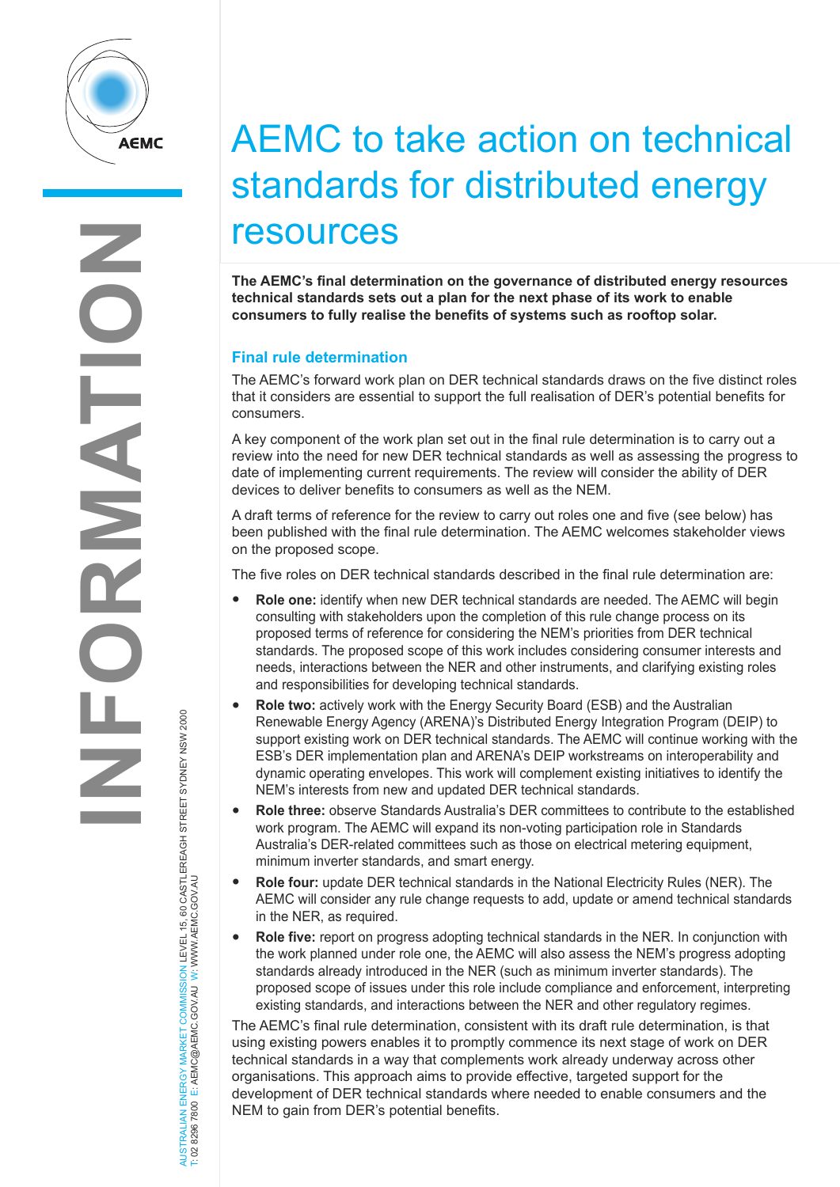# AEMC to take action on technical standards for distributed energy resources

**The AEMC's final determination on the governance of distributed energy resources technical standards sets out a plan for the next phase of its work to enable consumers to fully realise the benefits of systems such as rooftop solar.**

## Final rule determination

The AEMC's forward work plan on DER technical standards draws on the five distinct roles that it considers are essential to support the full realisation of DER's potential benefits for consumers.

A key component of the work plan set out in the final rule determination is to carry out a review into the need for new DER technical standards as well as assessing the progress to date of implementing current requirements. The review will consider the ability of DER devices to deliver benefits to consumers as well as the NEM.

A draft terms of reference for the review to carry out roles one and five (see below) has been published with the final rule determination. The AEMC welcomes stakeholder views on the proposed scope.

The five roles on DER technical standards described in the final rule determination are:

- **Role one:** identify when new DER technical standards are needed. The AEMC will begin consulting with stakeholders upon the completion of this rule change process on its proposed terms of reference for considering the NEM's priorities from DER technical standards. The proposed scope of this work includes considering consumer interests and needs, interactions between the NER and other instruments, and clarifying existing roles and responsibilities for developing technical standards.
- **Role two:** actively work with the Energy Security Board (ESB) and the Australian Renewable Energy Agency (ARENA)'s Distributed Energy Integration Program (DEIP) to support existing work on DER technical standards. The AEMC will continue working with the ESB's DER implementation plan and ARENA's DEIP workstreams on interoperability and dynamic operating envelopes. This work will complement existing initiatives to identify the NEM's interests from new and updated DER technical standards.
- **Role three:** observe Standards Australia's DER committees to contribute to the established work program. The AEMC will expand its non-voting participation role in Standards Australia's DER-related committees such as those on electrical metering equipment, minimum inverter standards, and smart energy.
- **Role four:** update DER technical standards in the National Electricity Rules (NER). The AEMC will consider any rule change requests to add, update or amend technical standards in the NER, as required.
- **Role five:** report on progress adopting technical standards in the NER. In conjunction with the work planned under role one, the AEMC will also assess the NEM's progress adopting standards already introduced in the NER (such as minimum inverter standards). The proposed scope of issues under this role include compliance and enforcement, interpreting existing standards, and interactions between the NER and other regulatory regimes.

The AEMC's final rule determination, consistent with its draft rule determination, is that using existing powers enables it to promptly commence its next stage of work on DER technical standards in a way that complements work already underway across other organisations. This approach aims to provide effective, targeted support for the development of DER technical standards where needed to enable consumers and the NEM to gain from DER's potential benefits.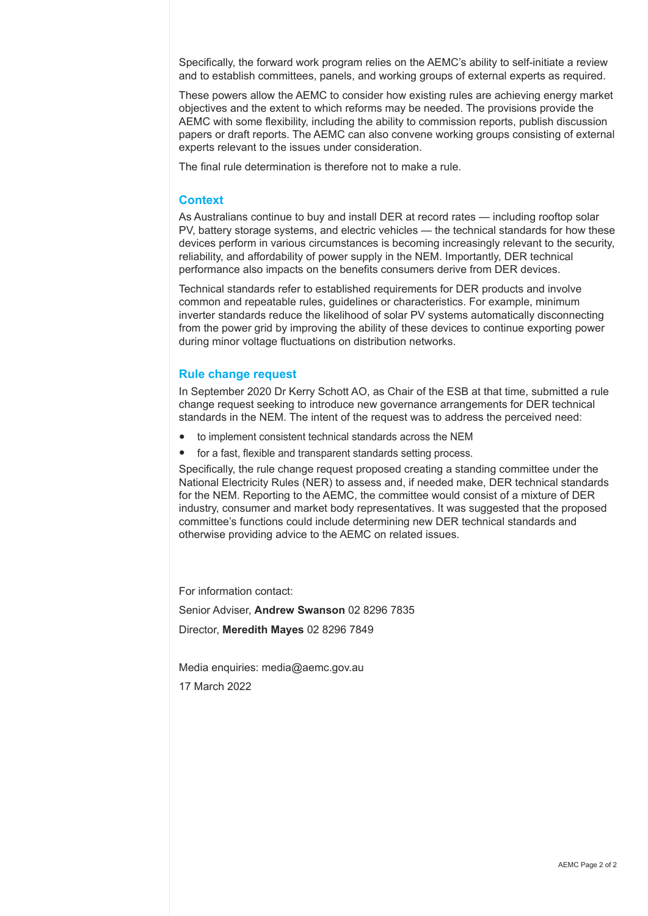Specifically, the forward work program relies on the AEMC's ability to self-initiate a review and to establish committees, panels, and working groups of external experts as required.

These powers allow the AEMC to consider how existing rules are achieving energy market objectives and the extent to which reforms may be needed. The provisions provide the AEMC with some flexibility, including the ability to commission reports, publish discussion papers or draft reports. The AEMC can also convene working groups consisting of external experts relevant to the issues under consideration.

The final rule determination is therefore not to make a rule.

## Context

As Australians continue to buy and install DER at record rates — including rooftop solar PV, battery storage systems, and electric vehicles — the technical standards for how these devices perform in various circumstances is becoming increasingly relevant to the security, reliability, and affordability of power supply in the NEM. Importantly, DER technical performance also impacts on the benefits consumers derive from DER devices.

Technical standards refer to established requirements for DER products and involve common and repeatable rules, guidelines or characteristics. For example, minimum inverter standards reduce the likelihood of solar PV systems automatically disconnecting from the power grid by improving the ability of these devices to continue exporting power during minor voltage fluctuations on distribution networks.

## Rule change request

In September 2020 Dr Kerry Schott AO, as Chair of the ESB at that time, submitted a rule change request seeking to introduce new governance arrangements for DER technical standards in the NEM. The intent of the request was to address the perceived need:

- to implement consistent technical standards across the NEM
- for a fast, flexible and transparent standards setting process.

Specifically, the rule change request proposed creating a standing committee under the National Electricity Rules (NER) to assess and, if needed make, DER technical standards for the NEM. Reporting to the AEMC, the committee would consist of a mixture of DER industry, consumer and market body representatives. It was suggested that the proposed committee's functions could include determining new DER technical standards and otherwise providing advice to the AEMC on related issues.

For information contact:

Senior Adviser, **Andrew Swanson** 02 8296 7835

Director, **Meredith Mayes** 02 8296 7849

Media enquiries: media@aemc.gov.au

17 March 2022